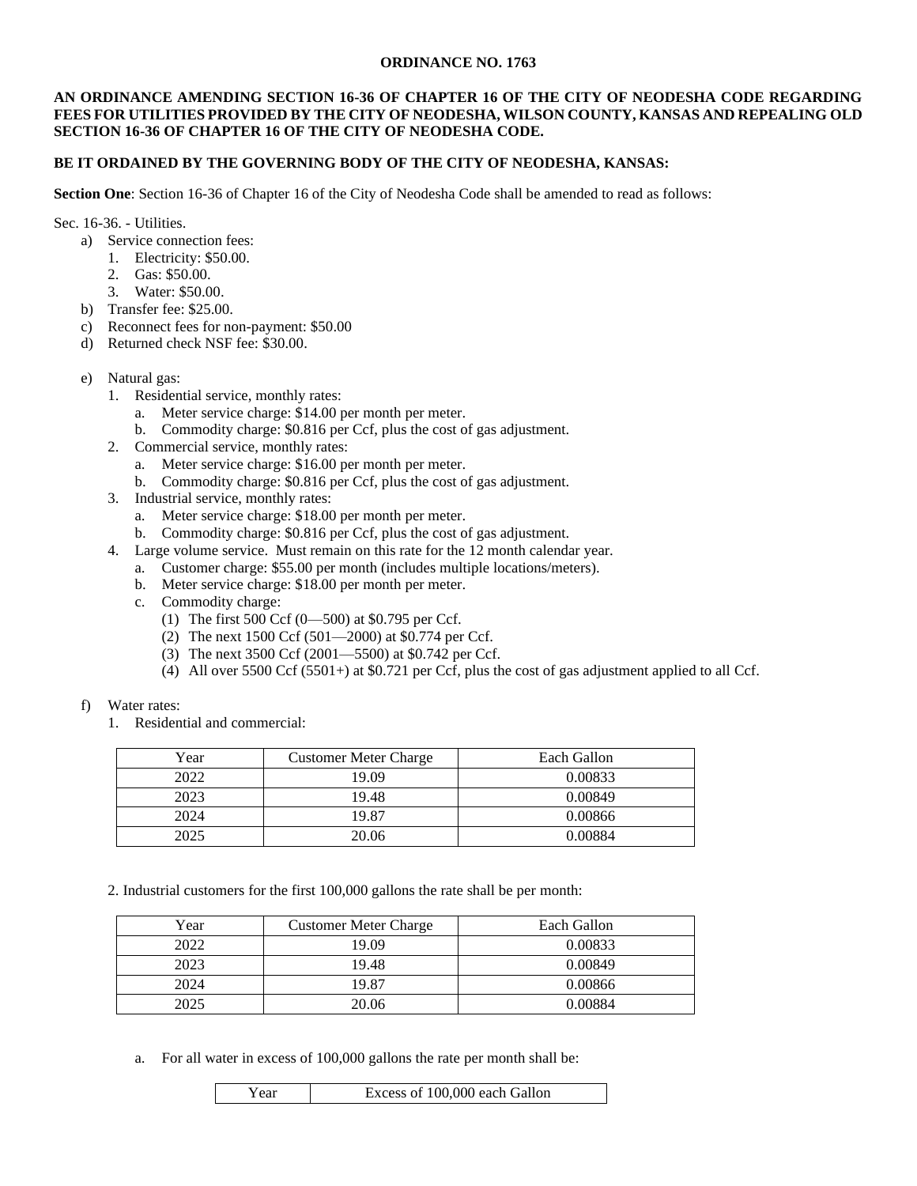**ORDINANCE NO. 1763**

**AN ORDINANCE AMENDING SECTION 16-36 OF CHAPTER 16 OF THE CITY OF NEODESHA CODE REGARDING FEES FOR UTILITIES PROVIDED BY THE CITY OF NEODESHA, WILSON COUNTY, KANSAS AND REPEALING OLD SECTION 16-36 OF CHAPTER 16 OF THE CITY OF NEODESHA CODE.**

**BE IT ORDAINED BY THE GOVERNING BODY OF THE CITY OF NEODESHA, KANSAS:**

**Section One**: Section 16-36 of Chapter 16 of the City of Neodesha Code shall be amended to read as follows:

Sec. 16-36. - Utilities.

a) Service connection fees:
   1. Electricity: $50.00.
   2. Gas: $50.00.
   3. Water: $50.00.
b) Transfer fee: $25.00.
c) Reconnect fees for non-payment: $50.00
d) Returned check NSF fee: $30.00.

e) Natural gas:
   1. Residential service, monthly rates:
      a. Meter service charge: $14.00 per month per meter.
      b. Commodity charge: $0.816 per Ccf, plus the cost of gas adjustment.
   2. Commercial service, monthly rates:
      a. Meter service charge: $16.00 per month per meter.
      b. Commodity charge: $0.816 per Ccf, plus the cost of gas adjustment.
   3. Industrial service, monthly rates:
      a. Meter service charge: $18.00 per month per meter.
      b. Commodity charge: $0.816 per Ccf, plus the cost of gas adjustment.
   4. Large volume service. Must remain on this rate for the 12 month calendar year.
      a. Customer charge: $55.00 per month (includes multiple locations/meters).
      b. Meter service charge: $18.00 per month per meter.
      c. Commodity charge:
         (1) The first 500 Ccf (0—500) at $0.795 per Ccf.
         (2) The next 1500 Ccf (501—2000) at $0.774 per Ccf.
         (3) The next 3500 Ccf (2001—5500) at $0.742 per Ccf.
         (4) All over 5500 Ccf (5501+) at $0.721 per Ccf, plus the cost of gas adjustment applied to all Ccf.

f) Water rates:
   1. Residential and commercial:

| Year | Customer Meter Charge | Each Gallon |
|---|---|---|
| 2022 | 19.09 | 0.00833 |
| 2023 | 19.48 | 0.00849 |
| 2024 | 19.87 | 0.00866 |
| 2025 | 20.06 | 0.00884 |

   2. Industrial customers for the first 100,000 gallons the rate shall be per month:

| Year | Customer Meter Charge | Each Gallon |
|---|---|---|
| 2022 | 19.09 | 0.00833 |
| 2023 | 19.48 | 0.00849 |
| 2024 | 19.87 | 0.00866 |
| 2025 | 20.06 | 0.00884 |

      a. For all water in excess of 100,000 gallons the rate per month shall be:

| Year | Excess of 100,000 each Gallon |
|---|---|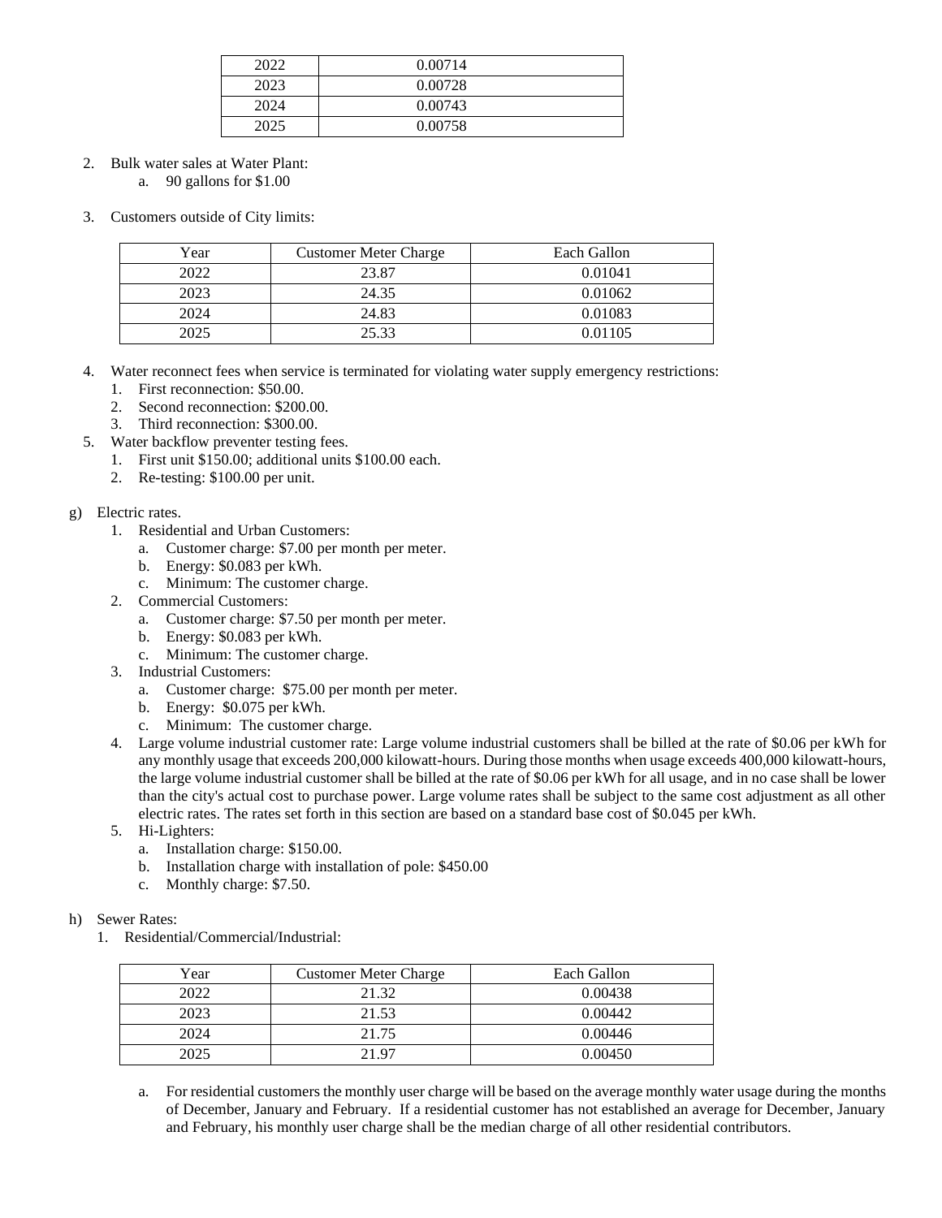| 2022 | 0.00714 |
|---|---|
| 2023 | 0.00728 |
| 2024 | 0.00743 |
| 2025 | 0.00758 |

2. Bulk water sales at Water Plant:
   a. 90 gallons for $1.00

3. Customers outside of City limits:

| Year | Customer Meter Charge | Each Gallon |
|---|---|---|
| 2022 | 23.87 | 0.01041 |
| 2023 | 24.35 | 0.01062 |
| 2024 | 24.83 | 0.01083 |
| 2025 | 25.33 | 0.01105 |

4. Water reconnect fees when service is terminated for violating water supply emergency restrictions:
   1. First reconnection: $50.00.
   2. Second reconnection: $200.00.
   3. Third reconnection: $300.00.
5. Water backflow preventer testing fees.
   1. First unit $150.00; additional units $100.00 each.
   2. Re-testing: $100.00 per unit.

g) Electric rates.
   1. Residential and Urban Customers:
      a. Customer charge: $7.00 per month per meter.
      b. Energy: $0.083 per kWh.
      c. Minimum: The customer charge.
   2. Commercial Customers:
      a. Customer charge: $7.50 per month per meter.
      b. Energy: $0.083 per kWh.
      c. Minimum: The customer charge.
   3. Industrial Customers:
      a. Customer charge: $75.00 per month per meter.
      b. Energy: $0.075 per kWh.
      c. Minimum: The customer charge.
   4. Large volume industrial customer rate: Large volume industrial customers shall be billed at the rate of $0.06 per kWh for any monthly usage that exceeds 200,000 kilowatt-hours. During those months when usage exceeds 400,000 kilowatt-hours, the large volume industrial customer shall be billed at the rate of $0.06 per kWh for all usage, and in no case shall be lower than the city's actual cost to purchase power. Large volume rates shall be subject to the same cost adjustment as all other electric rates. The rates set forth in this section are based on a standard base cost of $0.045 per kWh.
   5. Hi-Lighters:
      a. Installation charge: $150.00.
      b. Installation charge with installation of pole: $450.00
      c. Monthly charge: $7.50.

h) Sewer Rates:
   1. Residential/Commercial/Industrial:

| Year | Customer Meter Charge | Each Gallon |
|---|---|---|
| 2022 | 21.32 | 0.00438 |
| 2023 | 21.53 | 0.00442 |
| 2024 | 21.75 | 0.00446 |
| 2025 | 21.97 | 0.00450 |

   a. For residential customers the monthly user charge will be based on the average monthly water usage during the months of December, January and February. If a residential customer has not established an average for December, January and February, his monthly user charge shall be the median charge of all other residential contributors.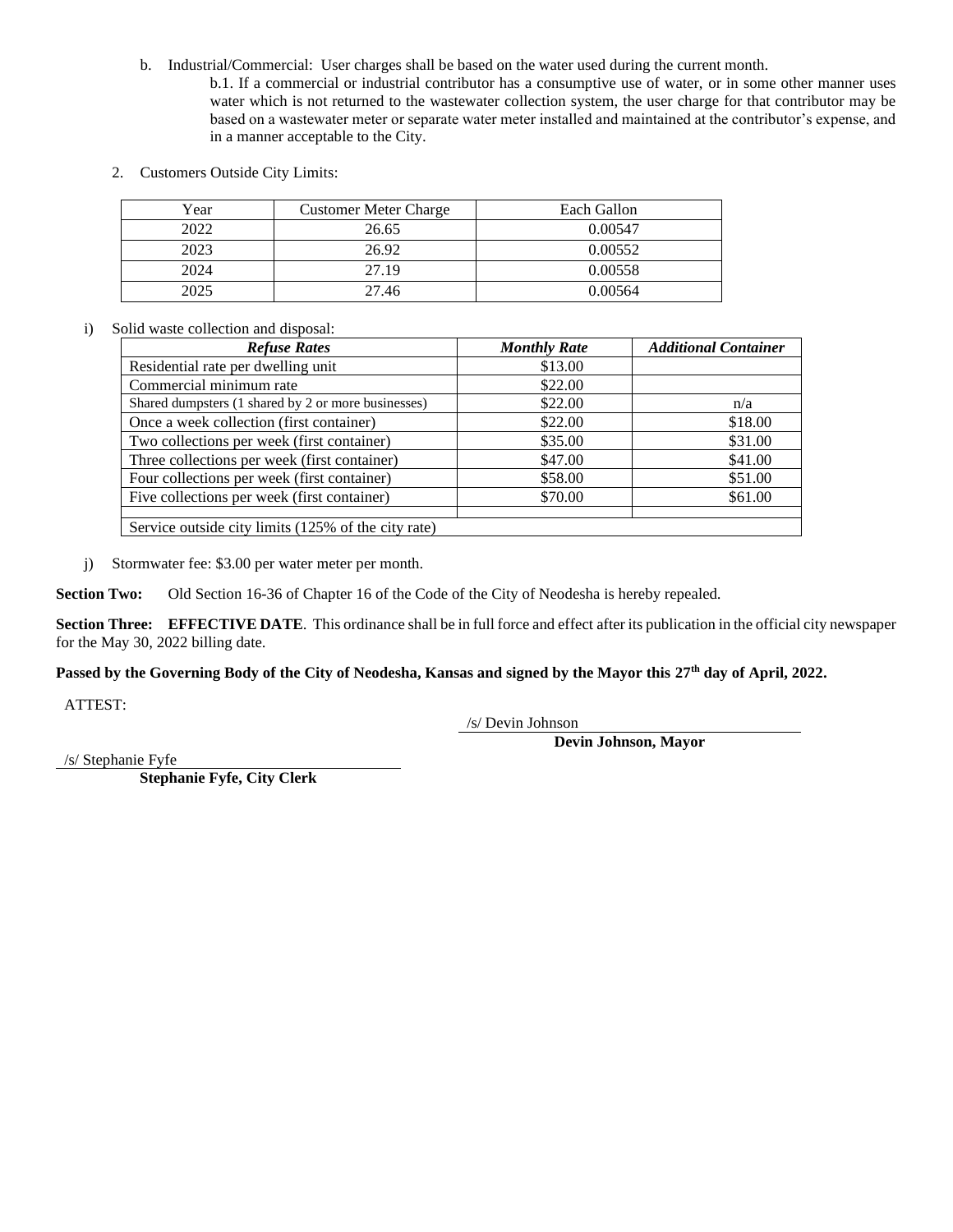b. Industrial/Commercial: User charges shall be based on the water used during the current month.

b.1. If a commercial or industrial contributor has a consumptive use of water, or in some other manner uses water which is not returned to the wastewater collection system, the user charge for that contributor may be based on a wastewater meter or separate water meter installed and maintained at the contributor's expense, and in a manner acceptable to the City.

2. Customers Outside City Limits:

| Year | Customer Meter Charge | Each Gallon |
|---|---|---|
| 2022 | 26.65 | 0.00547 |
| 2023 | 26.92 | 0.00552 |
| 2024 | 27.19 | 0.00558 |
| 2025 | 27.46 | 0.00564 |

i) Solid waste collection and disposal:

| ***Refuse Rates*** | ***Monthly Rate*** | ***Additional Container*** |
|---|---|---|
| Residential rate per dwelling unit | $13.00 | |
| Commercial minimum rate | $22.00 | |
| Shared dumpsters (1 shared by 2 or more businesses) | $22.00 | n/a |
| Once a week collection (first container) | $22.00 | $18.00 |
| Two collections per week (first container) | $35.00 | $31.00 |
| Three collections per week (first container) | $47.00 | $41.00 |
| Four collections per week (first container) | $58.00 | $51.00 |
| Five collections per week (first container) | $70.00 | $61.00 |
| | | |
| Service outside city limits (125% of the city rate) | | |

j) Stormwater fee: $3.00 per water meter per month.

**Section Two:** Old Section 16-36 of Chapter 16 of the Code of the City of Neodesha is hereby repealed.

**Section Three: EFFECTIVE DATE**. This ordinance shall be in full force and effect after its publication in the official city newspaper for the May 30, 2022 billing date.

**Passed by the Governing Body of the City of Neodesha, Kansas and signed by the Mayor this 27th day of April, 2022.**

ATTEST:

/s/ Devin Johnson

**Devin Johnson, Mayor**

/s/ Stephanie Fyfe

**Stephanie Fyfe, City Clerk**